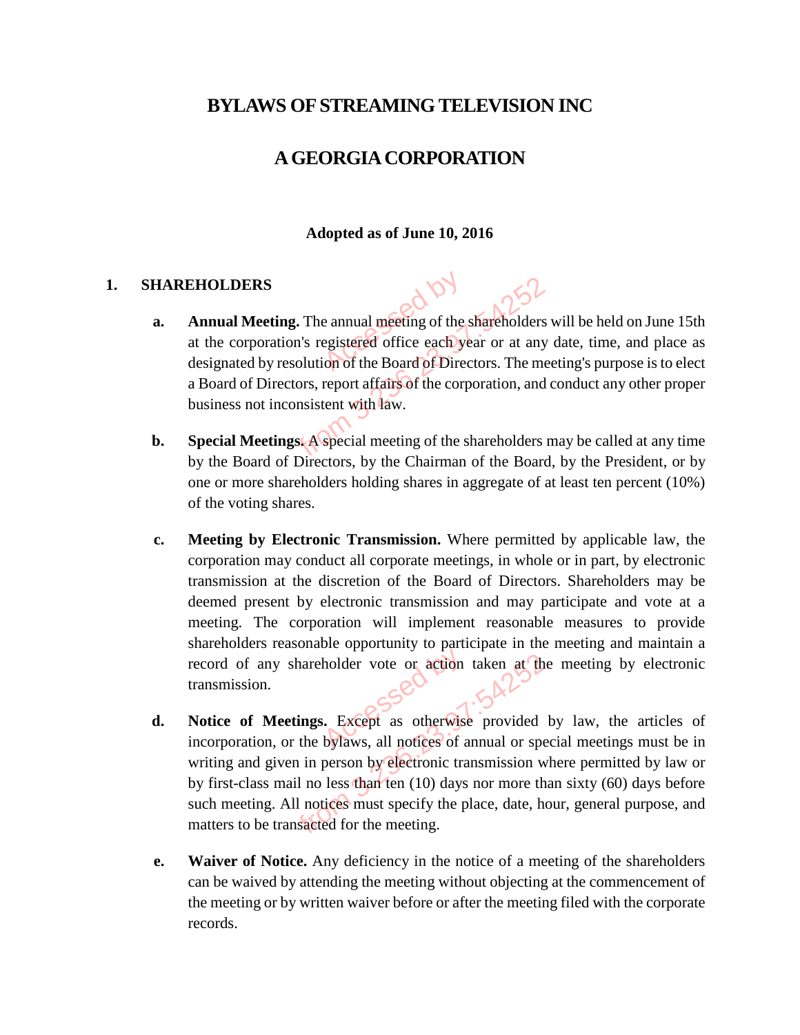# BYLAWS OF STREAMING TELEVISION INC

# A GEORGIA CORPORATION

**Adopted as of June 10, 2016**

## 1. SHAREHOLDERS

**a. Annual Meeting.** The annual meeting of the shareholders will be held on June 15th at the corporation's registered office each year or at any date, time, and place as designated by resolution of the Board of Directors. The meeting's purpose is to elect a Board of Directors, report affairs of the corporation, and conduct any other proper business not inconsistent with law.

**b. Special Meetings.** A special meeting of the shareholders may be called at any time by the Board of Directors, by the Chairman of the Board, by the President, or by one or more shareholders holding shares in aggregate of at least ten percent (10%) of the voting shares.

**c. Meeting by Electronic Transmission.** Where permitted by applicable law, the corporation may conduct all corporate meetings, in whole or in part, by electronic transmission at the discretion of the Board of Directors. Shareholders may be deemed present by electronic transmission and may participate and vote at a meeting. The corporation will implement reasonable measures to provide shareholders reasonable opportunity to participate in the meeting and maintain a record of any shareholder vote or action taken at the meeting by electronic transmission.

**d. Notice of Meetings.** Except as otherwise provided by law, the articles of incorporation, or the bylaws, all notices of annual or special meetings must be in writing and given in person by electronic transmission where permitted by law or by first-class mail no less than ten (10) days nor more than sixty (60) days before such meeting. All notices must specify the place, date, hour, general purpose, and matters to be transacted for the meeting.

**e. Waiver of Notice.** Any deficiency in the notice of a meeting of the shareholders can be waived by attending the meeting without objecting at the commencement of the meeting or by written waiver before or after the meeting filed with the corporate records.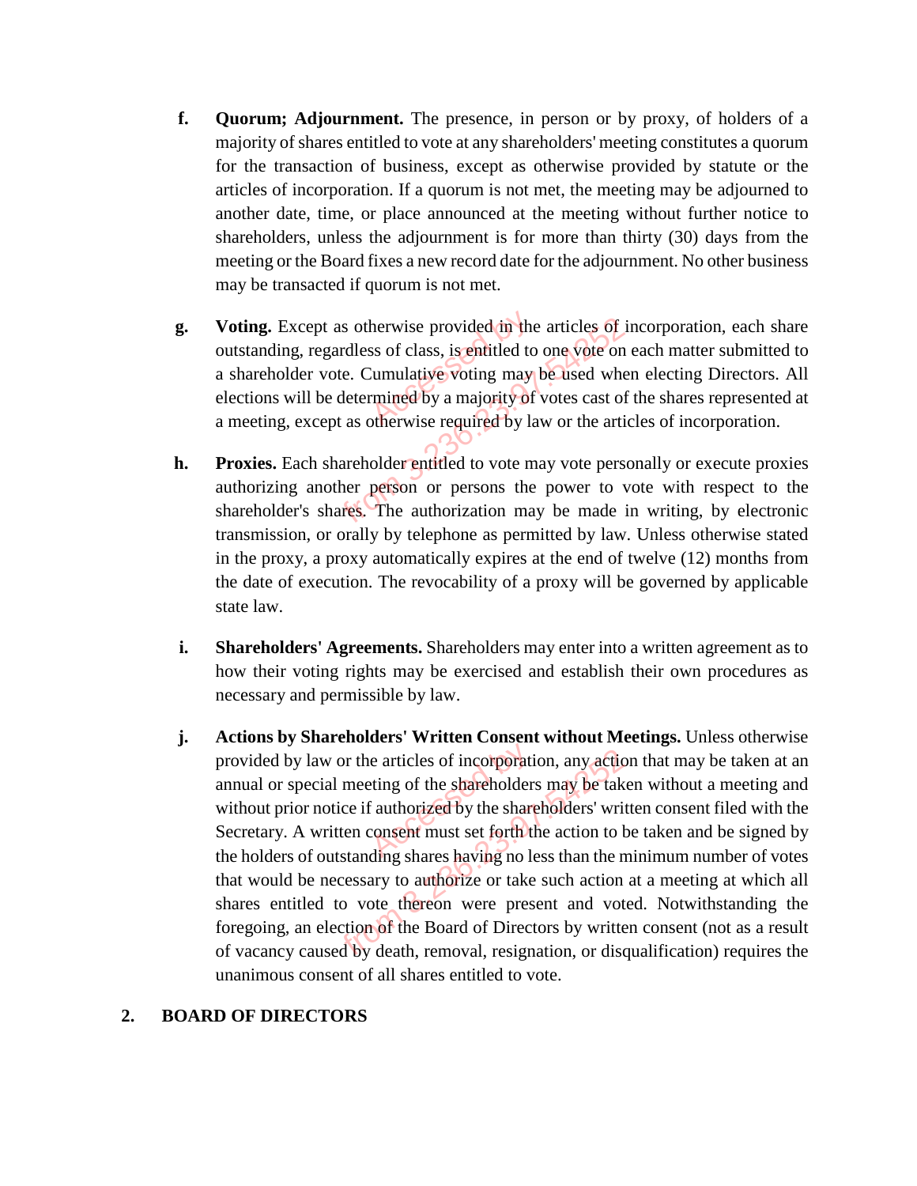**f. Quorum; Adjournment.** The presence, in person or by proxy, of holders of a majority of shares entitled to vote at any shareholders' meeting constitutes a quorum for the transaction of business, except as otherwise provided by statute or the articles of incorporation. If a quorum is not met, the meeting may be adjourned to another date, time, or place announced at the meeting without further notice to shareholders, unless the adjournment is for more than thirty (30) days from the meeting or the Board fixes a new record date for the adjournment. No other business may be transacted if quorum is not met.

**g. Voting.** Except as otherwise provided in the articles of incorporation, each share outstanding, regardless of class, is entitled to one vote on each matter submitted to a shareholder vote. Cumulative voting may be used when electing Directors. All elections will be determined by a majority of votes cast of the shares represented at a meeting, except as otherwise required by law or the articles of incorporation.

**h. Proxies.** Each shareholder entitled to vote may vote personally or execute proxies authorizing another person or persons the power to vote with respect to the shareholder's shares. The authorization may be made in writing, by electronic transmission, or orally by telephone as permitted by law. Unless otherwise stated in the proxy, a proxy automatically expires at the end of twelve (12) months from the date of execution. The revocability of a proxy will be governed by applicable state law.

**i. Shareholders' Agreements.** Shareholders may enter into a written agreement as to how their voting rights may be exercised and establish their own procedures as necessary and permissible by law.

**j. Actions by Shareholders' Written Consent without Meetings.** Unless otherwise provided by law or the articles of incorporation, any action that may be taken at an annual or special meeting of the shareholders may be taken without a meeting and without prior notice if authorized by the shareholders' written consent filed with the Secretary. A written consent must set forth the action to be taken and be signed by the holders of outstanding shares having no less than the minimum number of votes that would be necessary to authorize or take such action at a meeting at which all shares entitled to vote thereon were present and voted. Notwithstanding the foregoing, an election of the Board of Directors by written consent (not as a result of vacancy caused by death, removal, resignation, or disqualification) requires the unanimous consent of all shares entitled to vote.

## 2. BOARD OF DIRECTORS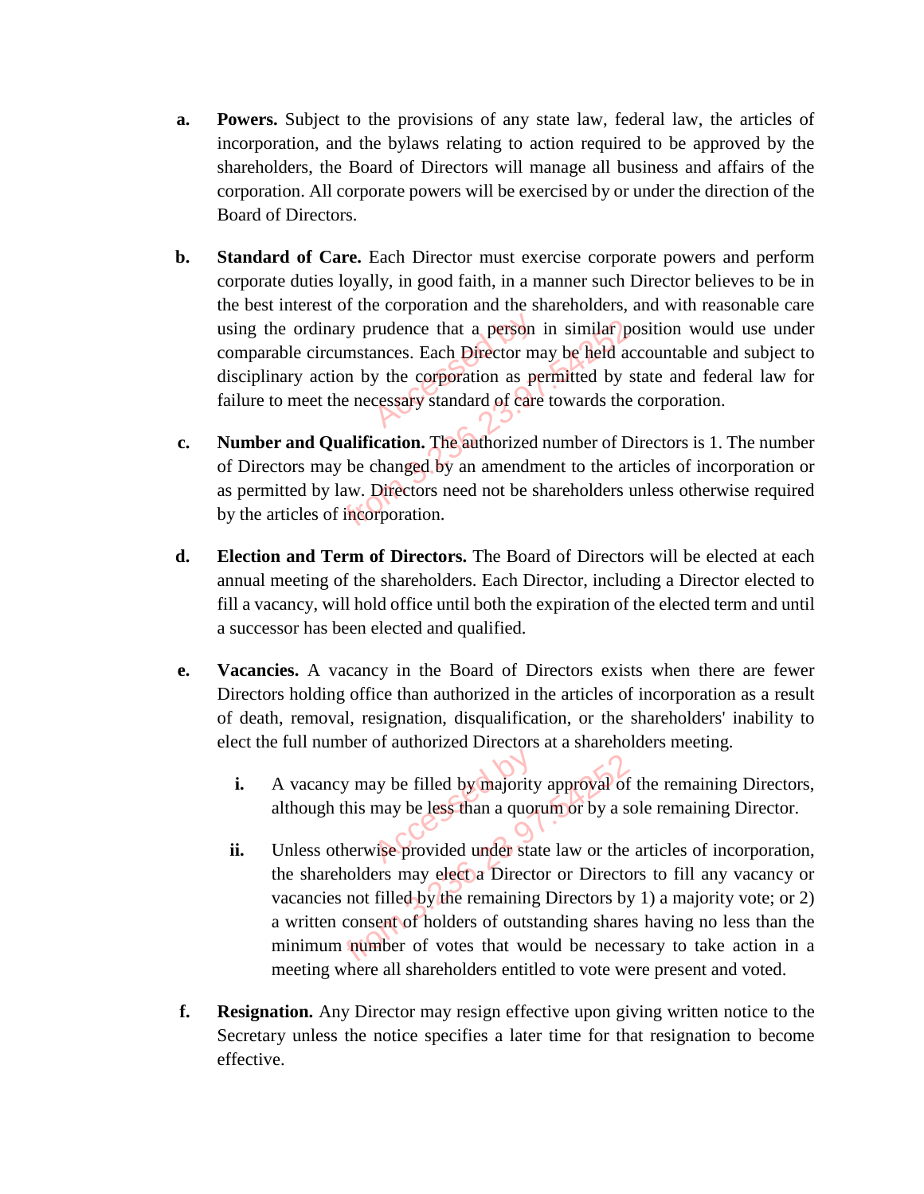**a. Powers.** Subject to the provisions of any state law, federal law, the articles of incorporation, and the bylaws relating to action required to be approved by the shareholders, the Board of Directors will manage all business and affairs of the corporation. All corporate powers will be exercised by or under the direction of the Board of Directors.

**b. Standard of Care.** Each Director must exercise corporate powers and perform corporate duties loyally, in good faith, in a manner such Director believes to be in the best interest of the corporation and the shareholders, and with reasonable care using the ordinary prudence that a person in similar position would use under comparable circumstances. Each Director may be held accountable and subject to disciplinary action by the corporation as permitted by state and federal law for failure to meet the necessary standard of care towards the corporation.

**c. Number and Qualification.** The authorized number of Directors is 1. The number of Directors may be changed by an amendment to the articles of incorporation or as permitted by law. Directors need not be shareholders unless otherwise required by the articles of incorporation.

**d. Election and Term of Directors.** The Board of Directors will be elected at each annual meeting of the shareholders. Each Director, including a Director elected to fill a vacancy, will hold office until both the expiration of the elected term and until a successor has been elected and qualified.

**e. Vacancies.** A vacancy in the Board of Directors exists when there are fewer Directors holding office than authorized in the articles of incorporation as a result of death, removal, resignation, disqualification, or the shareholders' inability to elect the full number of authorized Directors at a shareholders meeting.

   **i.** A vacancy may be filled by majority approval of the remaining Directors, although this may be less than a quorum or by a sole remaining Director.

   **ii.** Unless otherwise provided under state law or the articles of incorporation, the shareholders may elect a Director or Directors to fill any vacancy or vacancies not filled by the remaining Directors by 1) a majority vote; or 2) a written consent of holders of outstanding shares having no less than the minimum number of votes that would be necessary to take action in a meeting where all shareholders entitled to vote were present and voted.

**f. Resignation.** Any Director may resign effective upon giving written notice to the Secretary unless the notice specifies a later time for that resignation to become effective.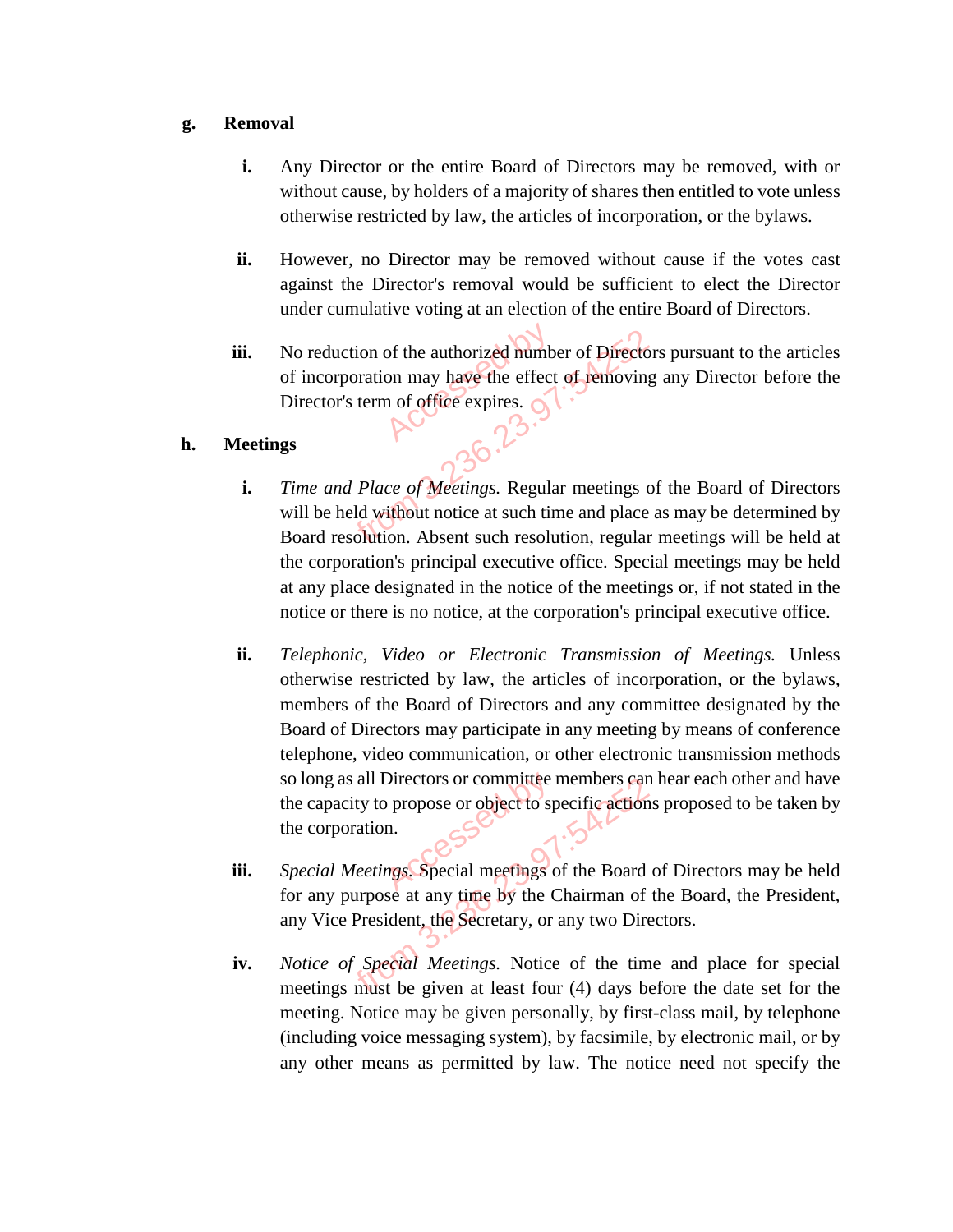**g. Removal**

**i.** Any Director or the entire Board of Directors may be removed, with or without cause, by holders of a majority of shares then entitled to vote unless otherwise restricted by law, the articles of incorporation, or the bylaws.

**ii.** However, no Director may be removed without cause if the votes cast against the Director's removal would be sufficient to elect the Director under cumulative voting at an election of the entire Board of Directors.

**iii.** No reduction of the authorized number of Directors pursuant to the articles of incorporation may have the effect of removing any Director before the Director's term of office expires.

**h. Meetings**

**i.** *Time and Place of Meetings.* Regular meetings of the Board of Directors will be held without notice at such time and place as may be determined by Board resolution. Absent such resolution, regular meetings will be held at the corporation's principal executive office. Special meetings may be held at any place designated in the notice of the meetings or, if not stated in the notice or there is no notice, at the corporation's principal executive office.

**ii.** *Telephonic, Video or Electronic Transmission of Meetings.* Unless otherwise restricted by law, the articles of incorporation, or the bylaws, members of the Board of Directors and any committee designated by the Board of Directors may participate in any meeting by means of conference telephone, video communication, or other electronic transmission methods so long as all Directors or committee members can hear each other and have the capacity to propose or object to specific actions proposed to be taken by the corporation.

**iii.** *Special Meetings.* Special meetings of the Board of Directors may be held for any purpose at any time by the Chairman of the Board, the President, any Vice President, the Secretary, or any two Directors.

**iv.** *Notice of Special Meetings.* Notice of the time and place for special meetings must be given at least four (4) days before the date set for the meeting. Notice may be given personally, by first-class mail, by telephone (including voice messaging system), by facsimile, by electronic mail, or by any other means as permitted by law. The notice need not specify the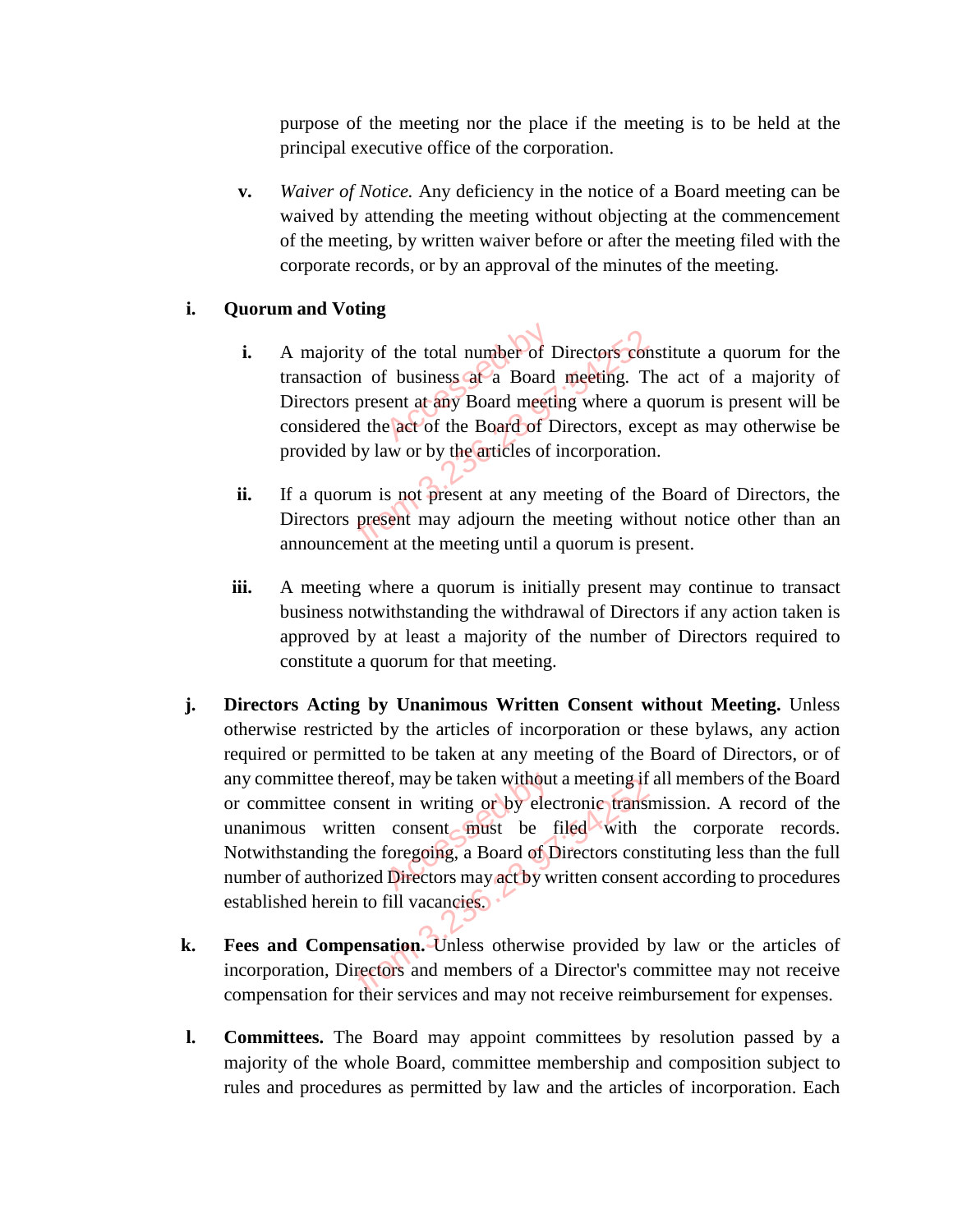purpose of the meeting nor the place if the meeting is to be held at the principal executive office of the corporation.

**v.** *Waiver of Notice.* Any deficiency in the notice of a Board meeting can be waived by attending the meeting without objecting at the commencement of the meeting, by written waiver before or after the meeting filed with the corporate records, or by an approval of the minutes of the meeting.

**i. Quorum and Voting**

**i.** A majority of the total number of Directors constitute a quorum for the transaction of business at a Board meeting. The act of a majority of Directors present at any Board meeting where a quorum is present will be considered the act of the Board of Directors, except as may otherwise be provided by law or by the articles of incorporation.

**ii.** If a quorum is not present at any meeting of the Board of Directors, the Directors present may adjourn the meeting without notice other than an announcement at the meeting until a quorum is present.

**iii.** A meeting where a quorum is initially present may continue to transact business notwithstanding the withdrawal of Directors if any action taken is approved by at least a majority of the number of Directors required to constitute a quorum for that meeting.

**j. Directors Acting by Unanimous Written Consent without Meeting.** Unless otherwise restricted by the articles of incorporation or these bylaws, any action required or permitted to be taken at any meeting of the Board of Directors, or of any committee thereof, may be taken without a meeting if all members of the Board or committee consent in writing or by electronic transmission. A record of the unanimous written consent must be filed with the corporate records. Notwithstanding the foregoing, a Board of Directors constituting less than the full number of authorized Directors may act by written consent according to procedures established herein to fill vacancies.

**k. Fees and Compensation.** Unless otherwise provided by law or the articles of incorporation, Directors and members of a Director's committee may not receive compensation for their services and may not receive reimbursement for expenses.

**l. Committees.** The Board may appoint committees by resolution passed by a majority of the whole Board, committee membership and composition subject to rules and procedures as permitted by law and the articles of incorporation. Each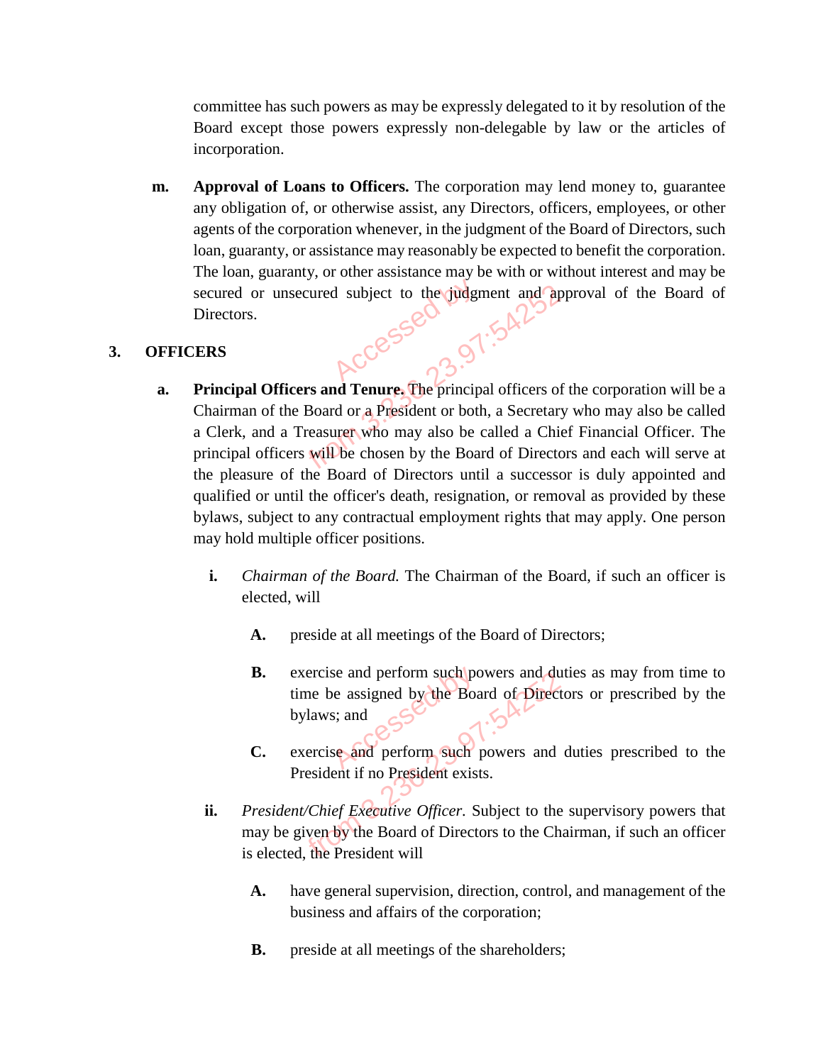committee has such powers as may be expressly delegated to it by resolution of the Board except those powers expressly non-delegable by law or the articles of incorporation.

**m. Approval of Loans to Officers.** The corporation may lend money to, guarantee any obligation of, or otherwise assist, any Directors, officers, employees, or other agents of the corporation whenever, in the judgment of the Board of Directors, such loan, guaranty, or assistance may reasonably be expected to benefit the corporation. The loan, guaranty, or other assistance may be with or without interest and may be secured or unsecured subject to the judgment and approval of the Board of Directors.

## 3. OFFICERS

**a. Principal Officers and Tenure.** The principal officers of the corporation will be a Chairman of the Board or a President or both, a Secretary who may also be called a Clerk, and a Treasurer who may also be called a Chief Financial Officer. The principal officers will be chosen by the Board of Directors and each will serve at the pleasure of the Board of Directors until a successor is duly appointed and qualified or until the officer's death, resignation, or removal as provided by these bylaws, subject to any contractual employment rights that may apply. One person may hold multiple officer positions.

**i.** *Chairman of the Board.* The Chairman of the Board, if such an officer is elected, will

**A.** preside at all meetings of the Board of Directors;

**B.** exercise and perform such powers and duties as may from time to time be assigned by the Board of Directors or prescribed by the bylaws; and

**C.** exercise and perform such powers and duties prescribed to the President if no President exists.

**ii.** *President/Chief Executive Officer.* Subject to the supervisory powers that may be given by the Board of Directors to the Chairman, if such an officer is elected, the President will

**A.** have general supervision, direction, control, and management of the business and affairs of the corporation;

**B.** preside at all meetings of the shareholders;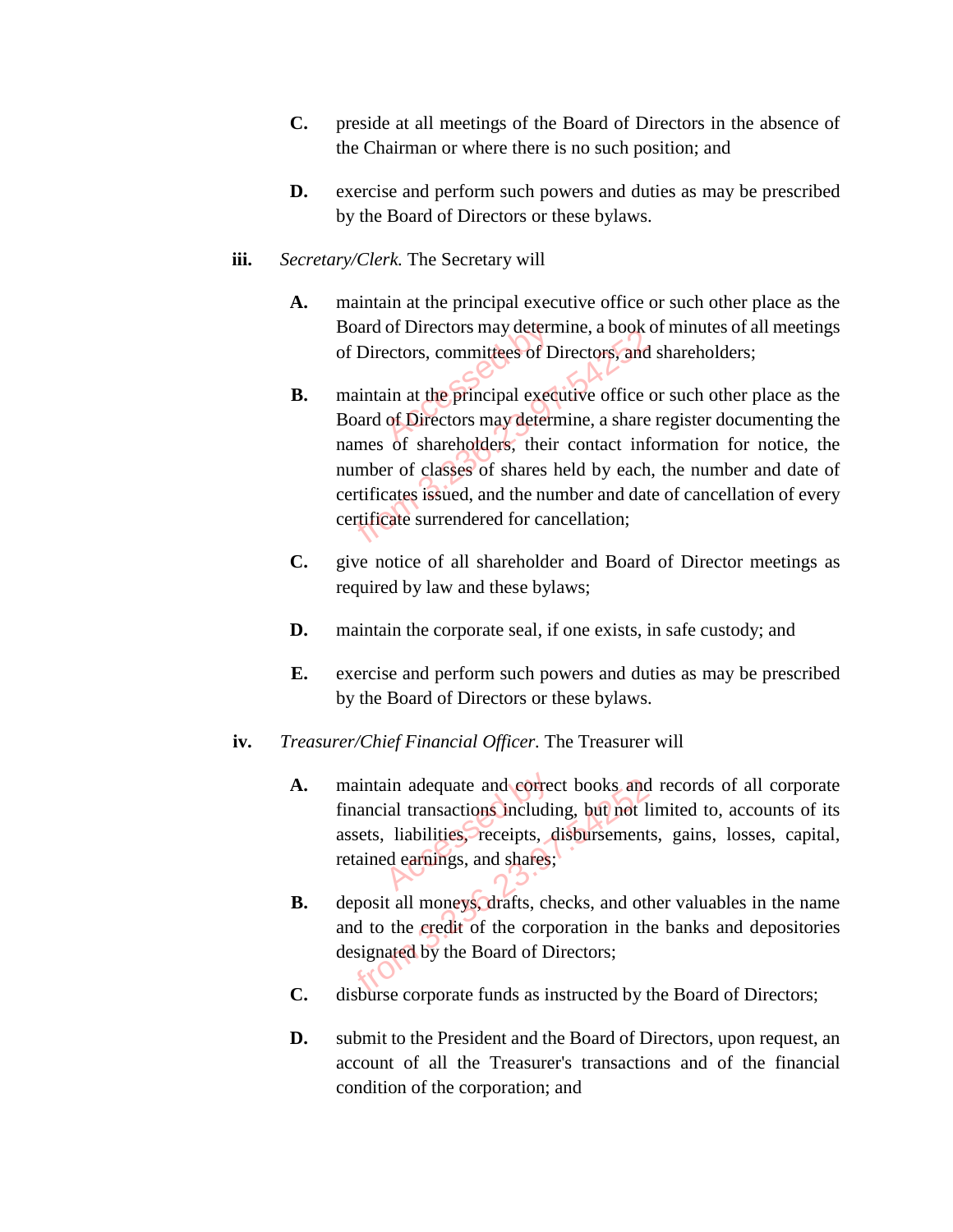**C.** preside at all meetings of the Board of Directors in the absence of the Chairman or where there is no such position; and

**D.** exercise and perform such powers and duties as may be prescribed by the Board of Directors or these bylaws.

**iii.** *Secretary/Clerk.* The Secretary will

**A.** maintain at the principal executive office or such other place as the Board of Directors may determine, a book of minutes of all meetings of Directors, committees of Directors, and shareholders;

**B.** maintain at the principal executive office or such other place as the Board of Directors may determine, a share register documenting the names of shareholders, their contact information for notice, the number of classes of shares held by each, the number and date of certificates issued, and the number and date of cancellation of every certificate surrendered for cancellation;

**C.** give notice of all shareholder and Board of Director meetings as required by law and these bylaws;

**D.** maintain the corporate seal, if one exists, in safe custody; and

**E.** exercise and perform such powers and duties as may be prescribed by the Board of Directors or these bylaws.

**iv.** *Treasurer/Chief Financial Officer.* The Treasurer will

**A.** maintain adequate and correct books and records of all corporate financial transactions including, but not limited to, accounts of its assets, liabilities, receipts, disbursements, gains, losses, capital, retained earnings, and shares;

**B.** deposit all moneys, drafts, checks, and other valuables in the name and to the credit of the corporation in the banks and depositories designated by the Board of Directors;

**C.** disburse corporate funds as instructed by the Board of Directors;

**D.** submit to the President and the Board of Directors, upon request, an account of all the Treasurer's transactions and of the financial condition of the corporation; and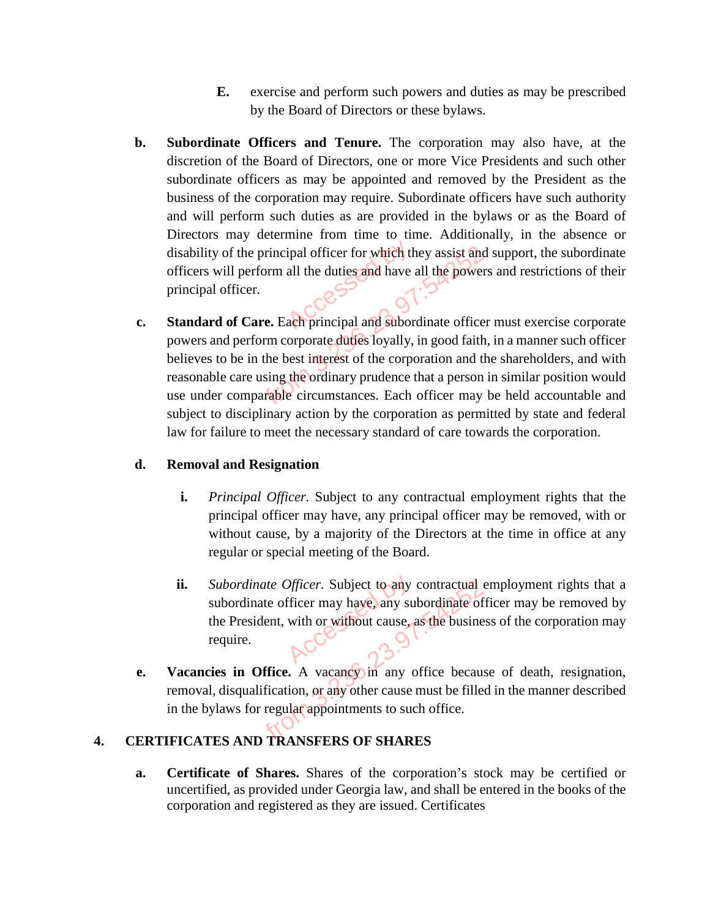E. exercise and perform such powers and duties as may be prescribed by the Board of Directors or these bylaws.

b. **Subordinate Officers and Tenure.** The corporation may also have, at the discretion of the Board of Directors, one or more Vice Presidents and such other subordinate officers as may be appointed and removed by the President as the business of the corporation may require. Subordinate officers have such authority and will perform such duties as are provided in the bylaws or as the Board of Directors may determine from time to time. Additionally, in the absence or disability of the principal officer for which they assist and support, the subordinate officers will perform all the duties and have all the powers and restrictions of their principal officer.

c. **Standard of Care.** Each principal and subordinate officer must exercise corporate powers and perform corporate duties loyally, in good faith, in a manner such officer believes to be in the best interest of the corporation and the shareholders, and with reasonable care using the ordinary prudence that a person in similar position would use under comparable circumstances. Each officer may be held accountable and subject to disciplinary action by the corporation as permitted by state and federal law for failure to meet the necessary standard of care towards the corporation.

d. **Removal and Resignation**

i. *Principal Officer.* Subject to any contractual employment rights that the principal officer may have, any principal officer may be removed, with or without cause, by a majority of the Directors at the time in office at any regular or special meeting of the Board.

ii. *Subordinate Officer.* Subject to any contractual employment rights that a subordinate officer may have, any subordinate officer may be removed by the President, with or without cause, as the business of the corporation may require.

e. **Vacancies in Office.** A vacancy in any office because of death, resignation, removal, disqualification, or any other cause must be filled in the manner described in the bylaws for regular appointments to such office.

## 4. CERTIFICATES AND TRANSFERS OF SHARES

a. **Certificate of Shares.** Shares of the corporation's stock may be certified or uncertified, as provided under Georgia law, and shall be entered in the books of the corporation and registered as they are issued. Certificates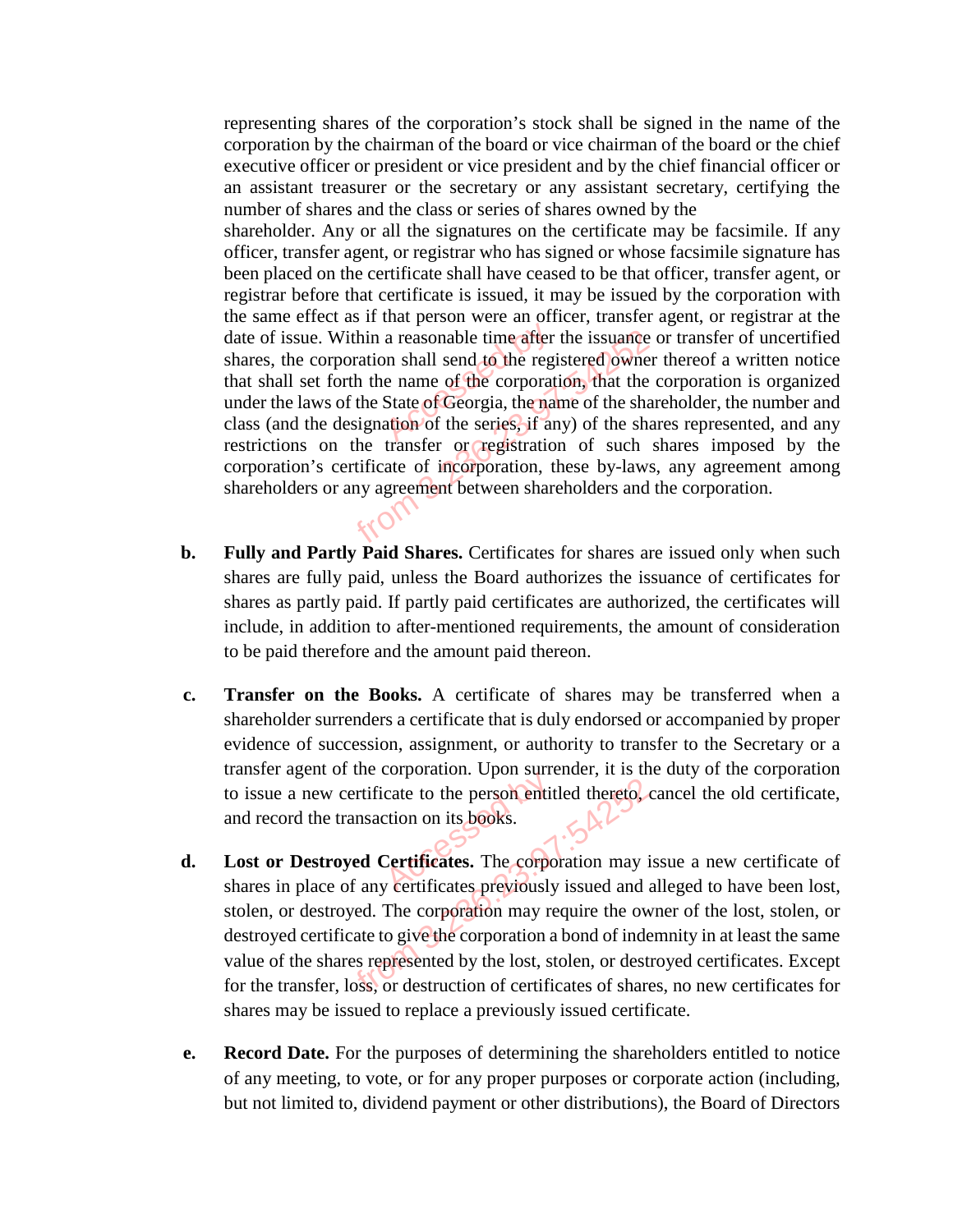representing shares of the corporation's stock shall be signed in the name of the corporation by the chairman of the board or vice chairman of the board or the chief executive officer or president or vice president and by the chief financial officer or an assistant treasurer or the secretary or any assistant secretary, certifying the number of shares and the class or series of shares owned by the shareholder. Any or all the signatures on the certificate may be facsimile. If any officer, transfer agent, or registrar who has signed or whose facsimile signature has been placed on the certificate shall have ceased to be that officer, transfer agent, or registrar before that certificate is issued, it may be issued by the corporation with the same effect as if that person were an officer, transfer agent, or registrar at the date of issue. Within a reasonable time after the issuance or transfer of uncertified shares, the corporation shall send to the registered owner thereof a written notice that shall set forth the name of the corporation, that the corporation is organized under the laws of the State of Georgia, the name of the shareholder, the number and class (and the designation of the series, if any) of the shares represented, and any restrictions on the transfer or registration of such shares imposed by the corporation's certificate of incorporation, these by-laws, any agreement among shareholders or any agreement between shareholders and the corporation.

**b. Fully and Partly Paid Shares.** Certificates for shares are issued only when such shares are fully paid, unless the Board authorizes the issuance of certificates for shares as partly paid. If partly paid certificates are authorized, the certificates will include, in addition to after-mentioned requirements, the amount of consideration to be paid therefore and the amount paid thereon.

**c. Transfer on the Books.** A certificate of shares may be transferred when a shareholder surrenders a certificate that is duly endorsed or accompanied by proper evidence of succession, assignment, or authority to transfer to the Secretary or a transfer agent of the corporation. Upon surrender, it is the duty of the corporation to issue a new certificate to the person entitled thereto, cancel the old certificate, and record the transaction on its books.

**d. Lost or Destroyed Certificates.** The corporation may issue a new certificate of shares in place of any certificates previously issued and alleged to have been lost, stolen, or destroyed. The corporation may require the owner of the lost, stolen, or destroyed certificate to give the corporation a bond of indemnity in at least the same value of the shares represented by the lost, stolen, or destroyed certificates. Except for the transfer, loss, or destruction of certificates of shares, no new certificates for shares may be issued to replace a previously issued certificate.

**e. Record Date.** For the purposes of determining the shareholders entitled to notice of any meeting, to vote, or for any proper purposes or corporate action (including, but not limited to, dividend payment or other distributions), the Board of Directors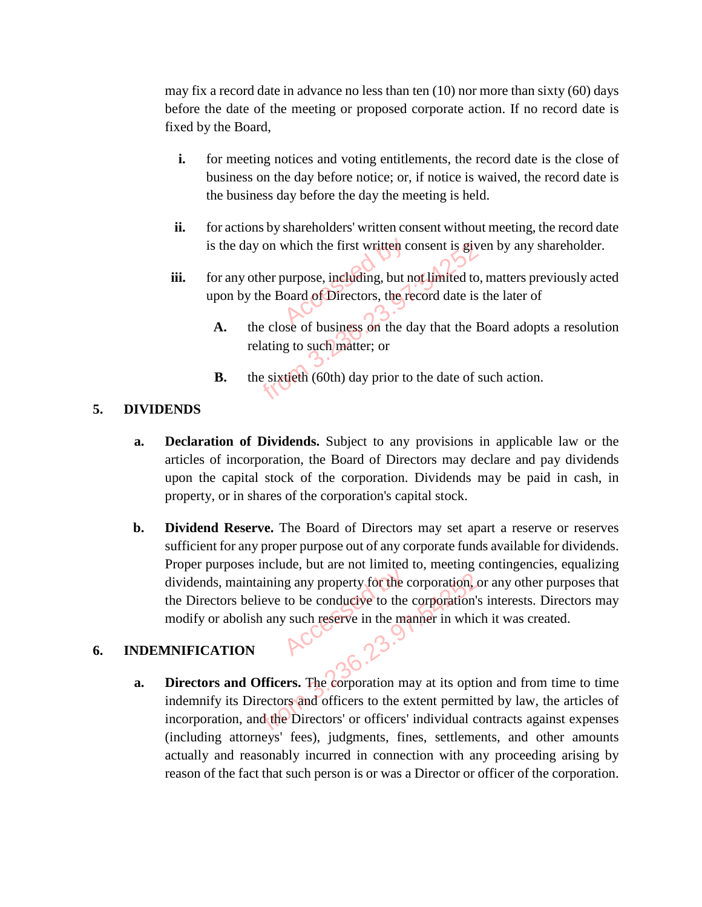may fix a record date in advance no less than ten (10) nor more than sixty (60) days before the date of the meeting or proposed corporate action. If no record date is fixed by the Board,

- **i.** for meeting notices and voting entitlements, the record date is the close of business on the day before notice; or, if notice is waived, the record date is the business day before the day the meeting is held.

- **ii.** for actions by shareholders' written consent without meeting, the record date is the day on which the first written consent is given by any shareholder.

- **iii.** for any other purpose, including, but not limited to, matters previously acted upon by the Board of Directors, the record date is the later of

  - **A.** the close of business on the day that the Board adopts a resolution relating to such matter; or

  - **B.** the sixtieth (60th) day prior to the date of such action.

## 5. DIVIDENDS

**a. Declaration of Dividends.** Subject to any provisions in applicable law or the articles of incorporation, the Board of Directors may declare and pay dividends upon the capital stock of the corporation. Dividends may be paid in cash, in property, or in shares of the corporation's capital stock.

**b. Dividend Reserve.** The Board of Directors may set apart a reserve or reserves sufficient for any proper purpose out of any corporate funds available for dividends. Proper purposes include, but are not limited to, meeting contingencies, equalizing dividends, maintaining any property for the corporation, or any other purposes that the Directors believe to be conducive to the corporation's interests. Directors may modify or abolish any such reserve in the manner in which it was created.

## 6. INDEMNIFICATION

**a. Directors and Officers.** The corporation may at its option and from time to time indemnify its Directors and officers to the extent permitted by law, the articles of incorporation, and the Directors' or officers' individual contracts against expenses (including attorneys' fees), judgments, fines, settlements, and other amounts actually and reasonably incurred in connection with any proceeding arising by reason of the fact that such person is or was a Director or officer of the corporation.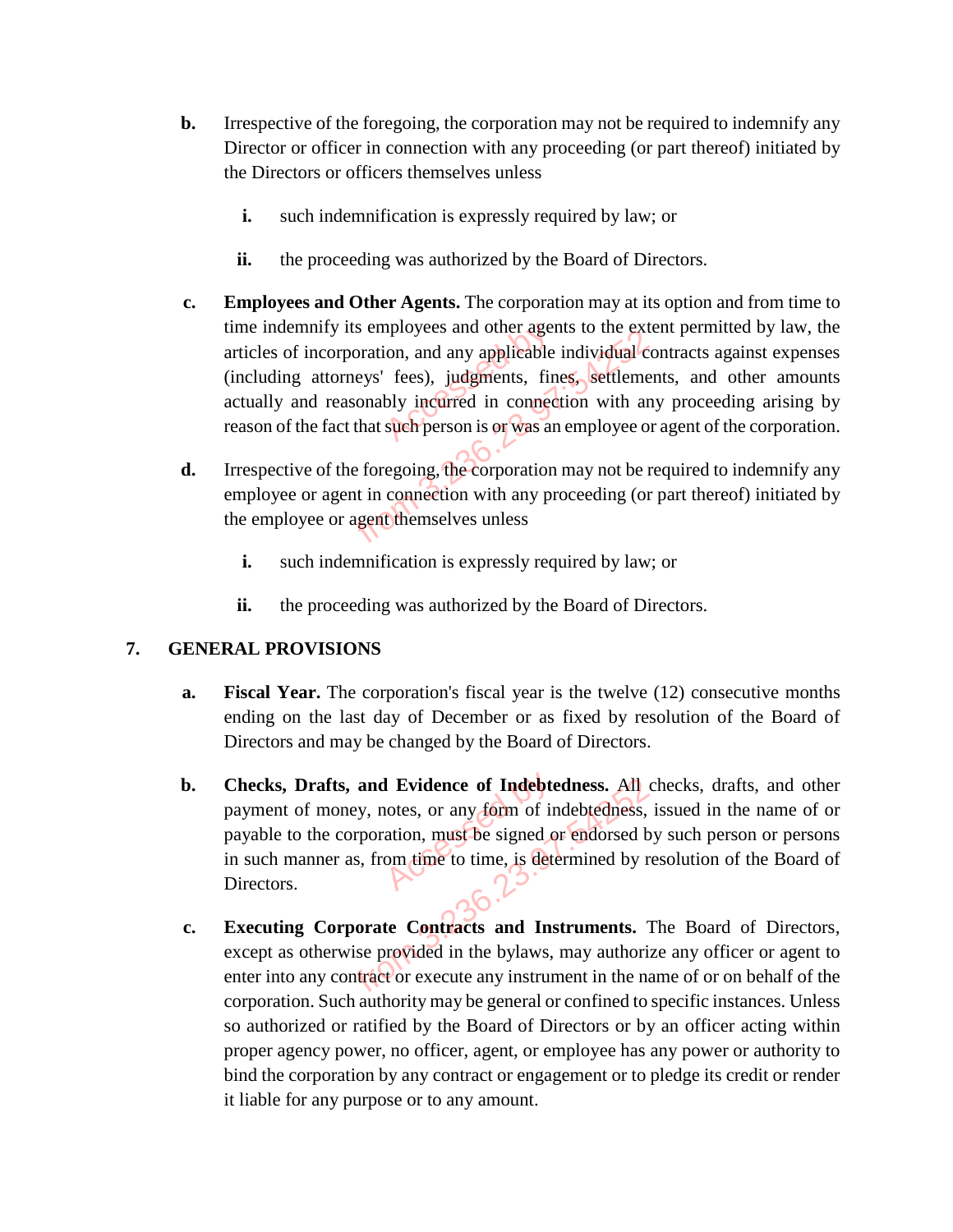**b.** Irrespective of the foregoing, the corporation may not be required to indemnify any Director or officer in connection with any proceeding (or part thereof) initiated by the Directors or officers themselves unless

   **i.** such indemnification is expressly required by law; or

   **ii.** the proceeding was authorized by the Board of Directors.

**c.** **Employees and Other Agents.** The corporation may at its option and from time to time indemnify its employees and other agents to the extent permitted by law, the articles of incorporation, and any applicable individual contracts against expenses (including attorneys' fees), judgments, fines, settlements, and other amounts actually and reasonably incurred in connection with any proceeding arising by reason of the fact that such person is or was an employee or agent of the corporation.

**d.** Irrespective of the foregoing, the corporation may not be required to indemnify any employee or agent in connection with any proceeding (or part thereof) initiated by the employee or agent themselves unless

   **i.** such indemnification is expressly required by law; or

   **ii.** the proceeding was authorized by the Board of Directors.

## 7. GENERAL PROVISIONS

**a.** **Fiscal Year.** The corporation's fiscal year is the twelve (12) consecutive months ending on the last day of December or as fixed by resolution of the Board of Directors and may be changed by the Board of Directors.

**b.** **Checks, Drafts, and Evidence of Indebtedness.** All checks, drafts, and other payment of money, notes, or any form of indebtedness, issued in the name of or payable to the corporation, must be signed or endorsed by such person or persons in such manner as, from time to time, is determined by resolution of the Board of Directors.

**c.** **Executing Corporate Contracts and Instruments.** The Board of Directors, except as otherwise provided in the bylaws, may authorize any officer or agent to enter into any contract or execute any instrument in the name of or on behalf of the corporation. Such authority may be general or confined to specific instances. Unless so authorized or ratified by the Board of Directors or by an officer acting within proper agency power, no officer, agent, or employee has any power or authority to bind the corporation by any contract or engagement or to pledge its credit or render it liable for any purpose or to any amount.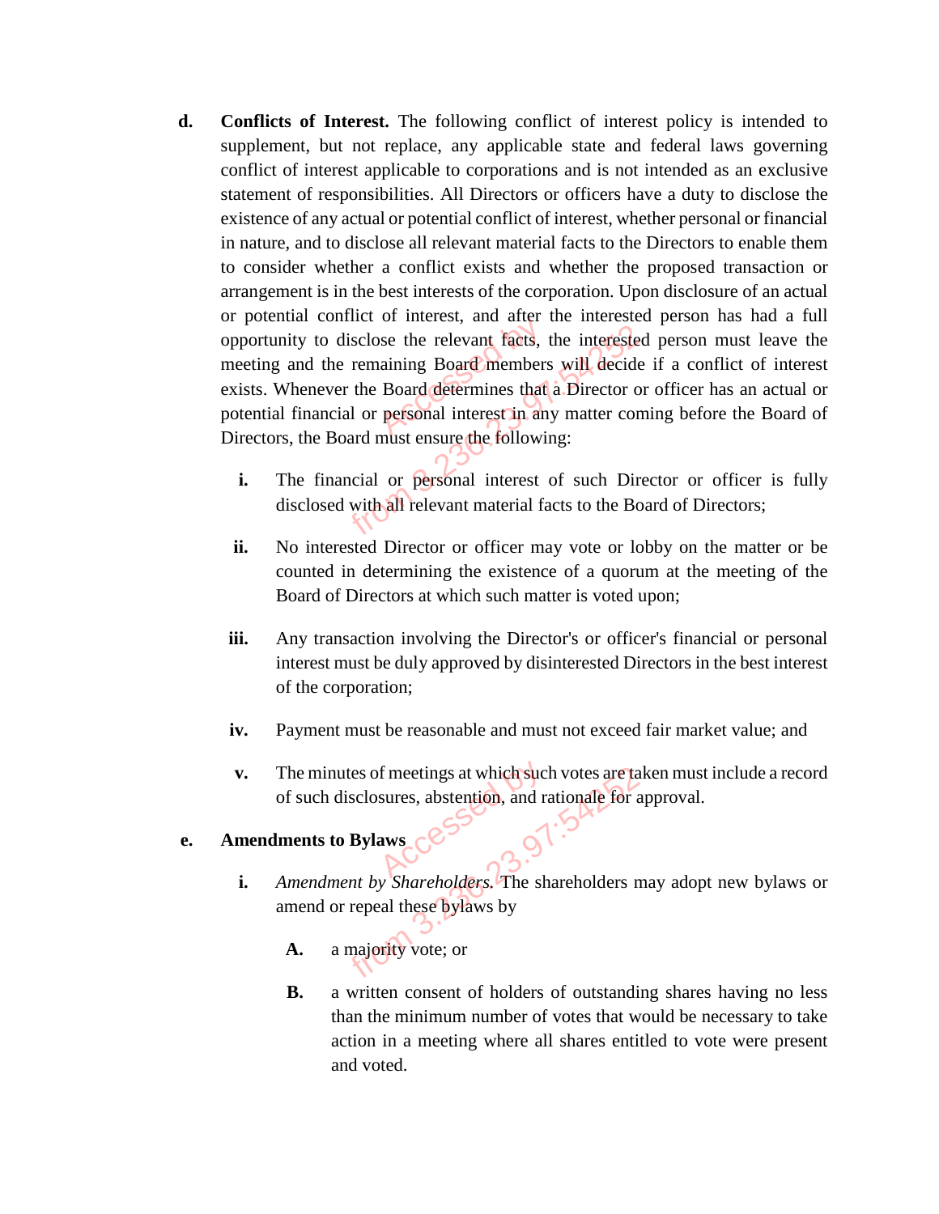**d. Conflicts of Interest.** The following conflict of interest policy is intended to supplement, but not replace, any applicable state and federal laws governing conflict of interest applicable to corporations and is not intended as an exclusive statement of responsibilities. All Directors or officers have a duty to disclose the existence of any actual or potential conflict of interest, whether personal or financial in nature, and to disclose all relevant material facts to the Directors to enable them to consider whether a conflict exists and whether the proposed transaction or arrangement is in the best interests of the corporation. Upon disclosure of an actual or potential conflict of interest, and after the interested person has had a full opportunity to disclose the relevant facts, the interested person must leave the meeting and the remaining Board members will decide if a conflict of interest exists. Whenever the Board determines that a Director or officer has an actual or potential financial or personal interest in any matter coming before the Board of Directors, the Board must ensure the following:

- **i.** The financial or personal interest of such Director or officer is fully disclosed with all relevant material facts to the Board of Directors;
- **ii.** No interested Director or officer may vote or lobby on the matter or be counted in determining the existence of a quorum at the meeting of the Board of Directors at which such matter is voted upon;
- **iii.** Any transaction involving the Director's or officer's financial or personal interest must be duly approved by disinterested Directors in the best interest of the corporation;
- **iv.** Payment must be reasonable and must not exceed fair market value; and
- **v.** The minutes of meetings at which such votes are taken must include a record of such disclosures, abstention, and rationale for approval.

**e. Amendments to Bylaws**

- **i.** *Amendment by Shareholders.* The shareholders may adopt new bylaws or amend or repeal these bylaws by
  - **A.** a majority vote; or
  - **B.** a written consent of holders of outstanding shares having no less than the minimum number of votes that would be necessary to take action in a meeting where all shares entitled to vote were present and voted.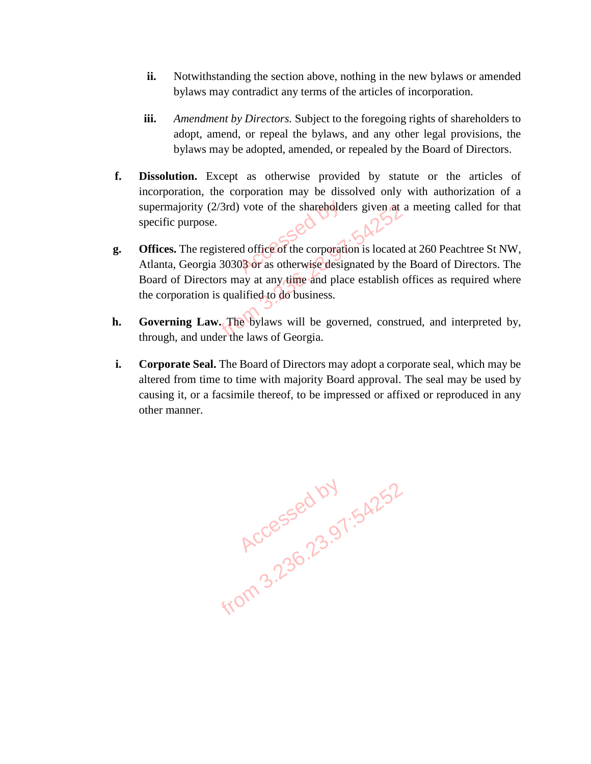ii. Notwithstanding the section above, nothing in the new bylaws or amended bylaws may contradict any terms of the articles of incorporation.

iii. *Amendment by Directors.* Subject to the foregoing rights of shareholders to adopt, amend, or repeal the bylaws, and any other legal provisions, the bylaws may be adopted, amended, or repealed by the Board of Directors.

f. **Dissolution.** Except as otherwise provided by statute or the articles of incorporation, the corporation may be dissolved only with authorization of a supermajority (2/3rd) vote of the shareholders given at a meeting called for that specific purpose.

g. **Offices.** The registered office of the corporation is located at 260 Peachtree St NW, Atlanta, Georgia 30303 or as otherwise designated by the Board of Directors. The Board of Directors may at any time and place establish offices as required where the corporation is qualified to do business.

h. **Governing Law.** The bylaws will be governed, construed, and interpreted by, through, and under the laws of Georgia.

i. **Corporate Seal.** The Board of Directors may adopt a corporate seal, which may be altered from time to time with majority Board approval. The seal may be used by causing it, or a facsimile thereof, to be impressed or affixed or reproduced in any other manner.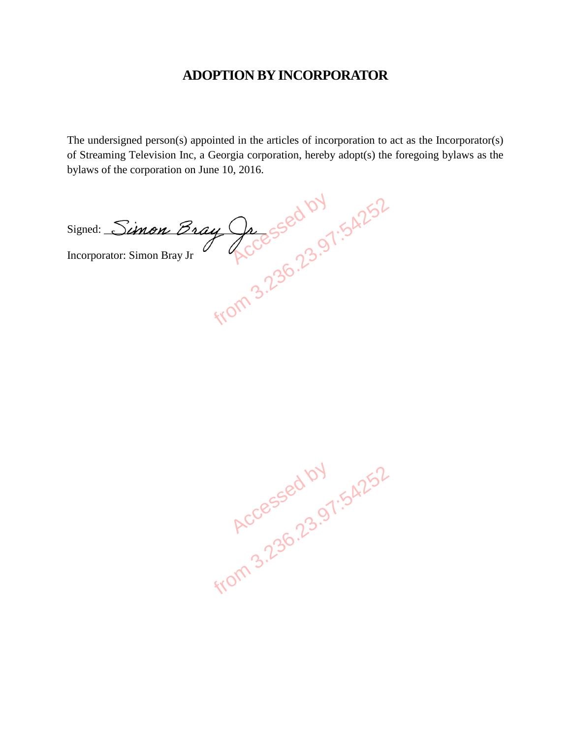# ADOPTION BY INCORPORATOR

The undersigned person(s) appointed in the articles of incorporation to act as the Incorporator(s) of Streaming Television Inc, a Georgia corporation, hereby adopt(s) the foregoing bylaws as the bylaws of the corporation on June 10, 2016.

Signed: Simon Bray Jr

Incorporator: Simon Bray Jr